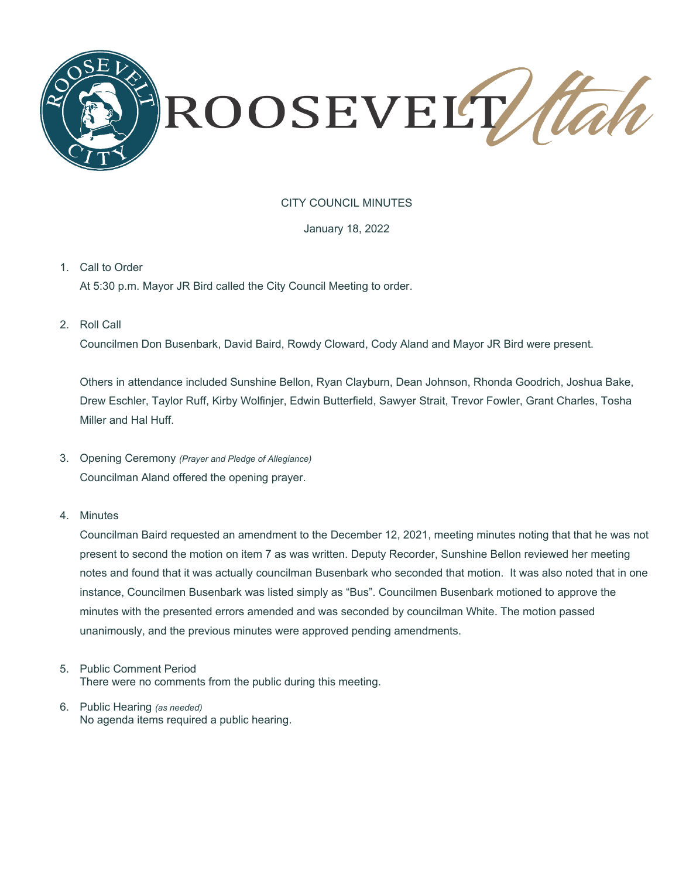# ROOSEVELT Utah

CITY COUNCIL MINUTES

January 18, 2022

1. Call to Order

   At 5:30 p.m. Mayor JR Bird called the City Council Meeting to order.

2. Roll Call

   Councilmen Don Busenbark, David Baird, Rowdy Cloward, Cody Aland and Mayor JR Bird were present.

   Others in attendance included Sunshine Bellon, Ryan Clayburn, Dean Johnson, Rhonda Goodrich, Joshua Bake, Drew Eschler, Taylor Ruff, Kirby Wolfinjer, Edwin Butterfield, Sawyer Strait, Trevor Fowler, Grant Charles, Tosha Miller and Hal Huff.

3. Opening Ceremony *(Prayer and Pledge of Allegiance)*

   Councilman Aland offered the opening prayer.

4. Minutes

   Councilman Baird requested an amendment to the December 12, 2021, meeting minutes noting that that he was not present to second the motion on item 7 as was written. Deputy Recorder, Sunshine Bellon reviewed her meeting notes and found that it was actually councilman Busenbark who seconded that motion. It was also noted that in one instance, Councilmen Busenbark was listed simply as "Bus". Councilmen Busenbark motioned to approve the minutes with the presented errors amended and was seconded by councilman White. The motion passed unanimously, and the previous minutes were approved pending amendments.

5. Public Comment Period

   There were no comments from the public during this meeting.

6. Public Hearing *(as needed)*

   No agenda items required a public hearing.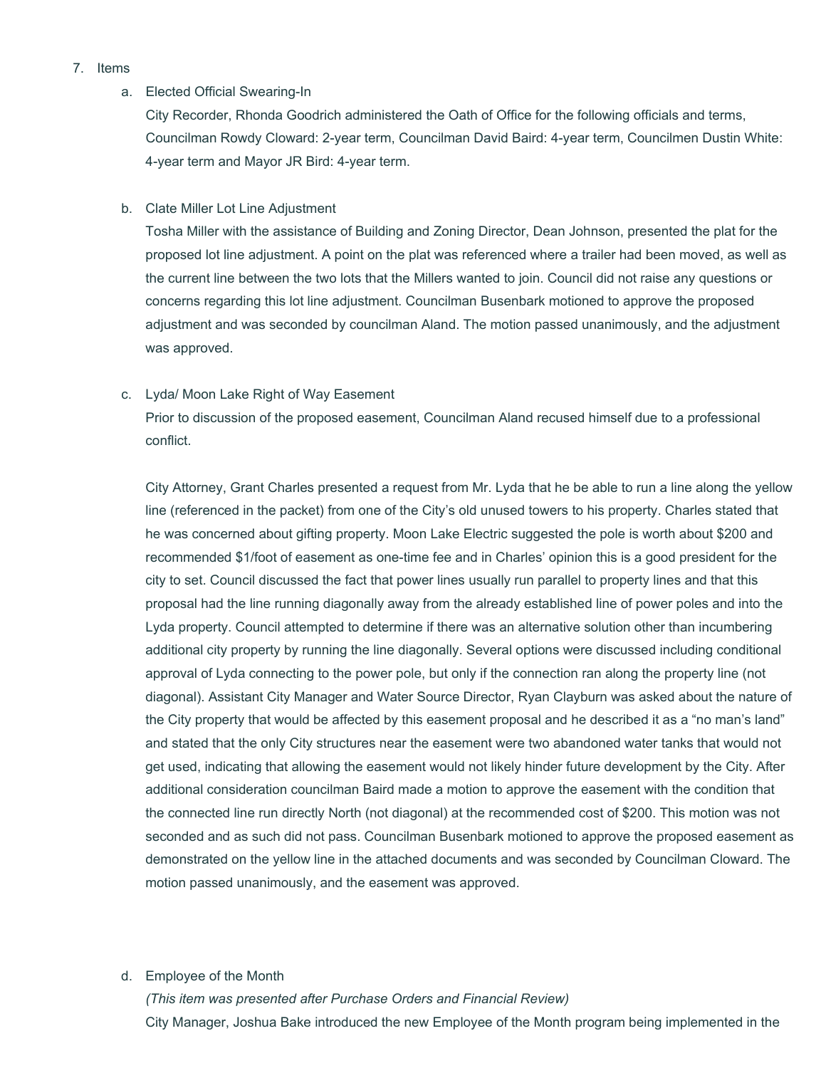7. Items

   a. Elected Official Swearing-In

      City Recorder, Rhonda Goodrich administered the Oath of Office for the following officials and terms, Councilman Rowdy Cloward: 2-year term, Councilman David Baird: 4-year term, Councilmen Dustin White: 4-year term and Mayor JR Bird: 4-year term.

   b. Clate Miller Lot Line Adjustment

      Tosha Miller with the assistance of Building and Zoning Director, Dean Johnson, presented the plat for the proposed lot line adjustment. A point on the plat was referenced where a trailer had been moved, as well as the current line between the two lots that the Millers wanted to join. Council did not raise any questions or concerns regarding this lot line adjustment. Councilman Busenbark motioned to approve the proposed adjustment and was seconded by councilman Aland. The motion passed unanimously, and the adjustment was approved.

   c. Lyda/ Moon Lake Right of Way Easement

      Prior to discussion of the proposed easement, Councilman Aland recused himself due to a professional conflict.

      City Attorney, Grant Charles presented a request from Mr. Lyda that he be able to run a line along the yellow line (referenced in the packet) from one of the City's old unused towers to his property. Charles stated that he was concerned about gifting property. Moon Lake Electric suggested the pole is worth about $200 and recommended $1/foot of easement as one-time fee and in Charles' opinion this is a good president for the city to set. Council discussed the fact that power lines usually run parallel to property lines and that this proposal had the line running diagonally away from the already established line of power poles and into the Lyda property. Council attempted to determine if there was an alternative solution other than incumbering additional city property by running the line diagonally. Several options were discussed including conditional approval of Lyda connecting to the power pole, but only if the connection ran along the property line (not diagonal). Assistant City Manager and Water Source Director, Ryan Clayburn was asked about the nature of the City property that would be affected by this easement proposal and he described it as a "no man's land" and stated that the only City structures near the easement were two abandoned water tanks that would not get used, indicating that allowing the easement would not likely hinder future development by the City. After additional consideration councilman Baird made a motion to approve the easement with the condition that the connected line run directly North (not diagonal) at the recommended cost of $200. This motion was not seconded and as such did not pass. Councilman Busenbark motioned to approve the proposed easement as demonstrated on the yellow line in the attached documents and was seconded by Councilman Cloward. The motion passed unanimously, and the easement was approved.

   d. Employee of the Month

      *(This item was presented after Purchase Orders and Financial Review)*

      City Manager, Joshua Bake introduced the new Employee of the Month program being implemented in the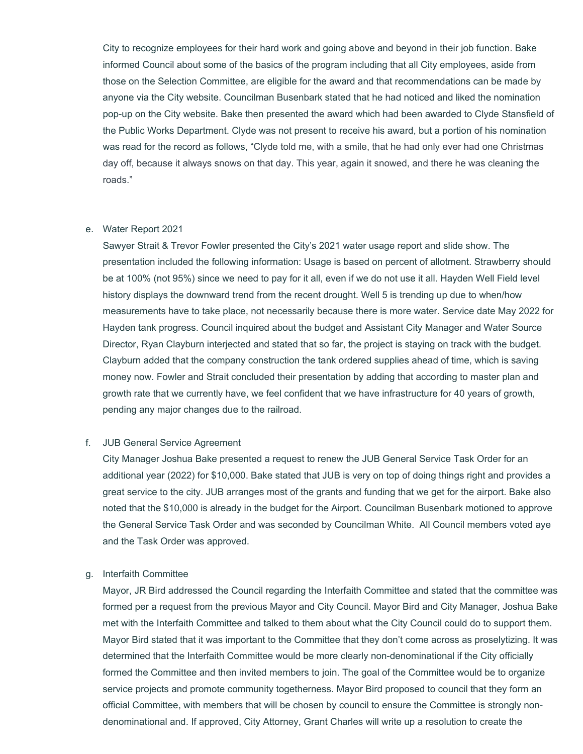City to recognize employees for their hard work and going above and beyond in their job function. Bake informed Council about some of the basics of the program including that all City employees, aside from those on the Selection Committee, are eligible for the award and that recommendations can be made by anyone via the City website. Councilman Busenbark stated that he had noticed and liked the nomination pop-up on the City website. Bake then presented the award which had been awarded to Clyde Stansfield of the Public Works Department. Clyde was not present to receive his award, but a portion of his nomination was read for the record as follows, "Clyde told me, with a smile, that he had only ever had one Christmas day off, because it always snows on that day. This year, again it snowed, and there he was cleaning the roads."

e. Water Report 2021

Sawyer Strait & Trevor Fowler presented the City's 2021 water usage report and slide show. The presentation included the following information: Usage is based on percent of allotment. Strawberry should be at 100% (not 95%) since we need to pay for it all, even if we do not use it all. Hayden Well Field level history displays the downward trend from the recent drought. Well 5 is trending up due to when/how measurements have to take place, not necessarily because there is more water. Service date May 2022 for Hayden tank progress. Council inquired about the budget and Assistant City Manager and Water Source Director, Ryan Clayburn interjected and stated that so far, the project is staying on track with the budget. Clayburn added that the company construction the tank ordered supplies ahead of time, which is saving money now. Fowler and Strait concluded their presentation by adding that according to master plan and growth rate that we currently have, we feel confident that we have infrastructure for 40 years of growth, pending any major changes due to the railroad.

f. JUB General Service Agreement

City Manager Joshua Bake presented a request to renew the JUB General Service Task Order for an additional year (2022) for $10,000. Bake stated that JUB is very on top of doing things right and provides a great service to the city. JUB arranges most of the grants and funding that we get for the airport. Bake also noted that the $10,000 is already in the budget for the Airport. Councilman Busenbark motioned to approve the General Service Task Order and was seconded by Councilman White. All Council members voted aye and the Task Order was approved.

g. Interfaith Committee

Mayor, JR Bird addressed the Council regarding the Interfaith Committee and stated that the committee was formed per a request from the previous Mayor and City Council. Mayor Bird and City Manager, Joshua Bake met with the Interfaith Committee and talked to them about what the City Council could do to support them. Mayor Bird stated that it was important to the Committee that they don't come across as proselytizing. It was determined that the Interfaith Committee would be more clearly non-denominational if the City officially formed the Committee and then invited members to join. The goal of the Committee would be to organize service projects and promote community togetherness. Mayor Bird proposed to council that they form an official Committee, with members that will be chosen by council to ensure the Committee is strongly non-denominational and. If approved, City Attorney, Grant Charles will write up a resolution to create the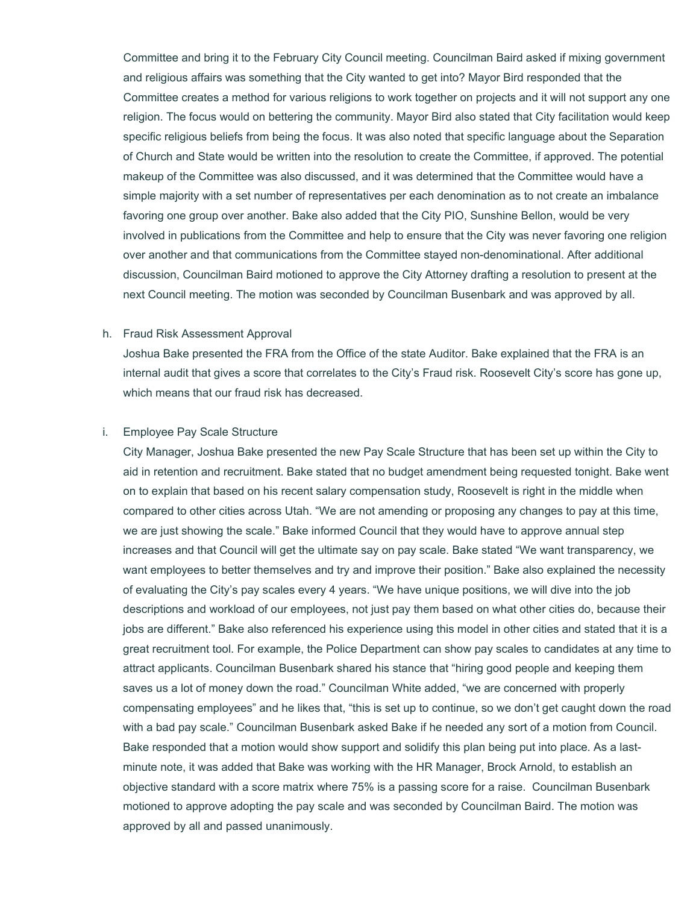Committee and bring it to the February City Council meeting. Councilman Baird asked if mixing government and religious affairs was something that the City wanted to get into? Mayor Bird responded that the Committee creates a method for various religions to work together on projects and it will not support any one religion. The focus would on bettering the community. Mayor Bird also stated that City facilitation would keep specific religious beliefs from being the focus. It was also noted that specific language about the Separation of Church and State would be written into the resolution to create the Committee, if approved. The potential makeup of the Committee was also discussed, and it was determined that the Committee would have a simple majority with a set number of representatives per each denomination as to not create an imbalance favoring one group over another. Bake also added that the City PIO, Sunshine Bellon, would be very involved in publications from the Committee and help to ensure that the City was never favoring one religion over another and that communications from the Committee stayed non-denominational. After additional discussion, Councilman Baird motioned to approve the City Attorney drafting a resolution to present at the next Council meeting. The motion was seconded by Councilman Busenbark and was approved by all.

h. Fraud Risk Assessment Approval

Joshua Bake presented the FRA from the Office of the state Auditor. Bake explained that the FRA is an internal audit that gives a score that correlates to the City's Fraud risk. Roosevelt City's score has gone up, which means that our fraud risk has decreased.

i. Employee Pay Scale Structure

City Manager, Joshua Bake presented the new Pay Scale Structure that has been set up within the City to aid in retention and recruitment. Bake stated that no budget amendment being requested tonight. Bake went on to explain that based on his recent salary compensation study, Roosevelt is right in the middle when compared to other cities across Utah. "We are not amending or proposing any changes to pay at this time, we are just showing the scale." Bake informed Council that they would have to approve annual step increases and that Council will get the ultimate say on pay scale. Bake stated "We want transparency, we want employees to better themselves and try and improve their position." Bake also explained the necessity of evaluating the City's pay scales every 4 years. "We have unique positions, we will dive into the job descriptions and workload of our employees, not just pay them based on what other cities do, because their jobs are different." Bake also referenced his experience using this model in other cities and stated that it is a great recruitment tool. For example, the Police Department can show pay scales to candidates at any time to attract applicants. Councilman Busenbark shared his stance that "hiring good people and keeping them saves us a lot of money down the road." Councilman White added, "we are concerned with properly compensating employees" and he likes that, "this is set up to continue, so we don't get caught down the road with a bad pay scale." Councilman Busenbark asked Bake if he needed any sort of a motion from Council. Bake responded that a motion would show support and solidify this plan being put into place. As a last-minute note, it was added that Bake was working with the HR Manager, Brock Arnold, to establish an objective standard with a score matrix where 75% is a passing score for a raise. Councilman Busenbark motioned to approve adopting the pay scale and was seconded by Councilman Baird. The motion was approved by all and passed unanimously.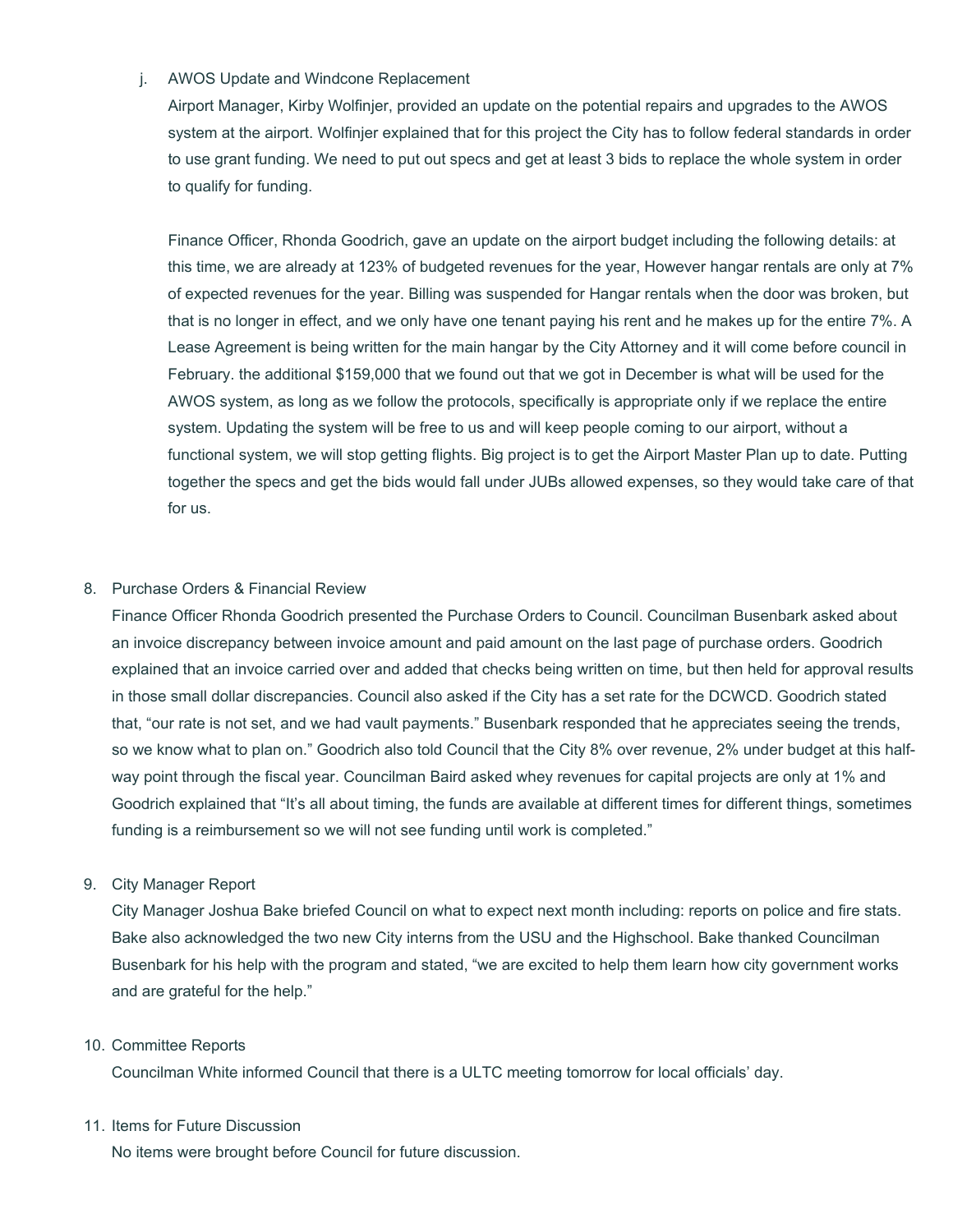j. AWOS Update and Windcone Replacement

   Airport Manager, Kirby Wolfinjer, provided an update on the potential repairs and upgrades to the AWOS system at the airport. Wolfinjer explained that for this project the City has to follow federal standards in order to use grant funding. We need to put out specs and get at least 3 bids to replace the whole system in order to qualify for funding.

   Finance Officer, Rhonda Goodrich, gave an update on the airport budget including the following details: at this time, we are already at 123% of budgeted revenues for the year, However hangar rentals are only at 7% of expected revenues for the year. Billing was suspended for Hangar rentals when the door was broken, but that is no longer in effect, and we only have one tenant paying his rent and he makes up for the entire 7%. A Lease Agreement is being written for the main hangar by the City Attorney and it will come before council in February. the additional $159,000 that we found out that we got in December is what will be used for the AWOS system, as long as we follow the protocols, specifically is appropriate only if we replace the entire system. Updating the system will be free to us and will keep people coming to our airport, without a functional system, we will stop getting flights. Big project is to get the Airport Master Plan up to date. Putting together the specs and get the bids would fall under JUBs allowed expenses, so they would take care of that for us.

8. Purchase Orders & Financial Review

   Finance Officer Rhonda Goodrich presented the Purchase Orders to Council. Councilman Busenbark asked about an invoice discrepancy between invoice amount and paid amount on the last page of purchase orders. Goodrich explained that an invoice carried over and added that checks being written on time, but then held for approval results in those small dollar discrepancies. Council also asked if the City has a set rate for the DCWCD. Goodrich stated that, "our rate is not set, and we had vault payments." Busenbark responded that he appreciates seeing the trends, so we know what to plan on." Goodrich also told Council that the City 8% over revenue, 2% under budget at this half-way point through the fiscal year. Councilman Baird asked whey revenues for capital projects are only at 1% and Goodrich explained that "It's all about timing, the funds are available at different times for different things, sometimes funding is a reimbursement so we will not see funding until work is completed."

9. City Manager Report

   City Manager Joshua Bake briefed Council on what to expect next month including: reports on police and fire stats. Bake also acknowledged the two new City interns from the USU and the Highschool. Bake thanked Councilman Busenbark for his help with the program and stated, "we are excited to help them learn how city government works and are grateful for the help."

10. Committee Reports

    Councilman White informed Council that there is a ULTC meeting tomorrow for local officials' day.

11. Items for Future Discussion

    No items were brought before Council for future discussion.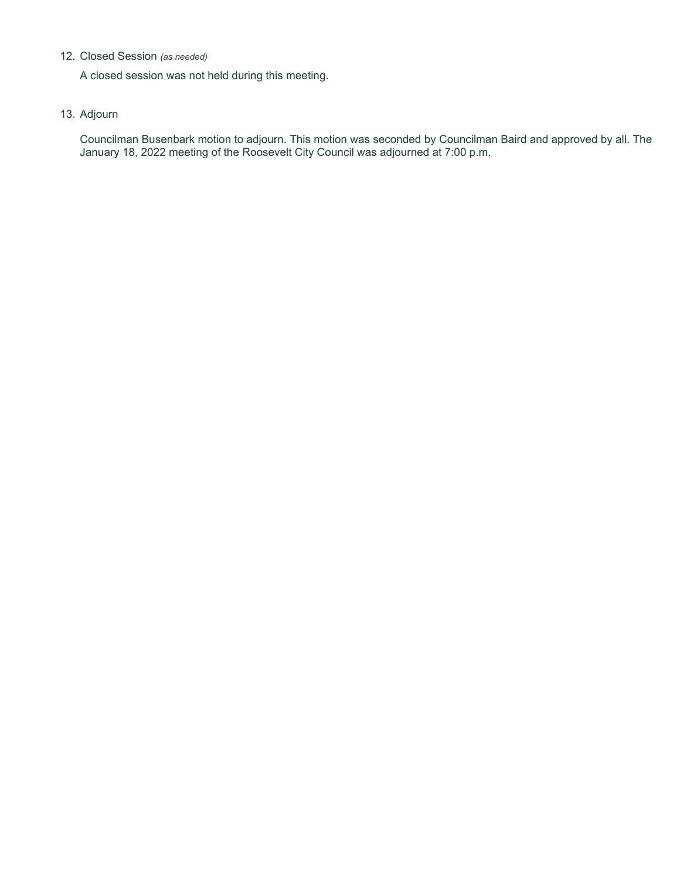12. Closed Session *(as needed)*

    A closed session was not held during this meeting.

13. Adjourn

    Councilman Busenbark motion to adjourn. This motion was seconded by Councilman Baird and approved by all. The January 18, 2022 meeting of the Roosevelt City Council was adjourned at 7:00 p.m.